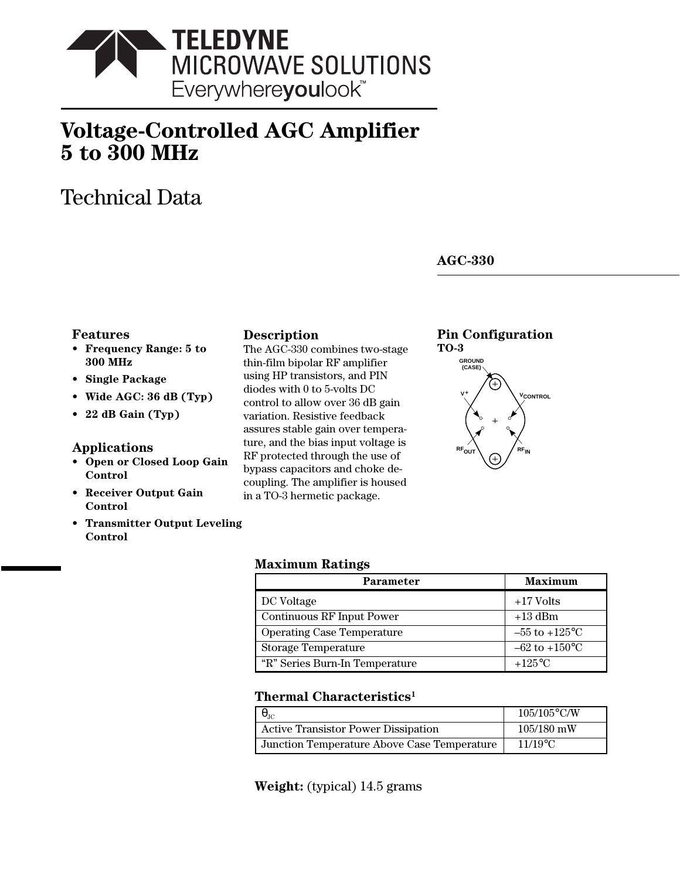**TELEDYNE**
**MICROWAVE SOLUTIONS**
Everywhere**you**look™

# Voltage-Controlled AGC Amplifier 5 to 300 MHz

## Technical Data

**AGC-330**

### Features

- **Frequency Range: 5 to 300 MHz**
- **Single Package**
- **Wide AGC: 36 dB (Typ)**
- **22 dB Gain (Typ)**

### Applications

- **Open or Closed Loop Gain Control**
- **Receiver Output Gain Control**
- **Transmitter Output Leveling Control**

### Description

The AGC-330 combines two-stage thin-film bipolar RF amplifier using HP transistors, and PIN diodes with 0 to 5-volts DC control to allow over 36 dB gain variation. Resistive feedback assures stable gain over temperature, and the bias input voltage is RF protected through the use of bypass capacitors and choke decoupling. The amplifier is housed in a TO-3 hermetic package.

### Pin Configuration

**TO-3**

GROUND (CASE)

$V^+$ $V_{CONTROL}$

$RF_{OUT}$ $RF_{IN}$

### Maximum Ratings

| Parameter | Maximum |
|---|---|
| DC Voltage | +17 Volts |
| Continuous RF Input Power | +13 dBm |
| Operating Case Temperature | –55 to +125°C |
| Storage Temperature | –62 to +150°C |
| "R" Series Burn-In Temperature | +125°C |

### Thermal Characteristics[1]

| | |
|---|---|
| $\theta_{JC}$ | 105/105°C/W |
| Active Transistor Power Dissipation | 105/180 mW |
| Junction Temperature Above Case Temperature | 11/19°C |

**Weight:** (typical) 14.5 grams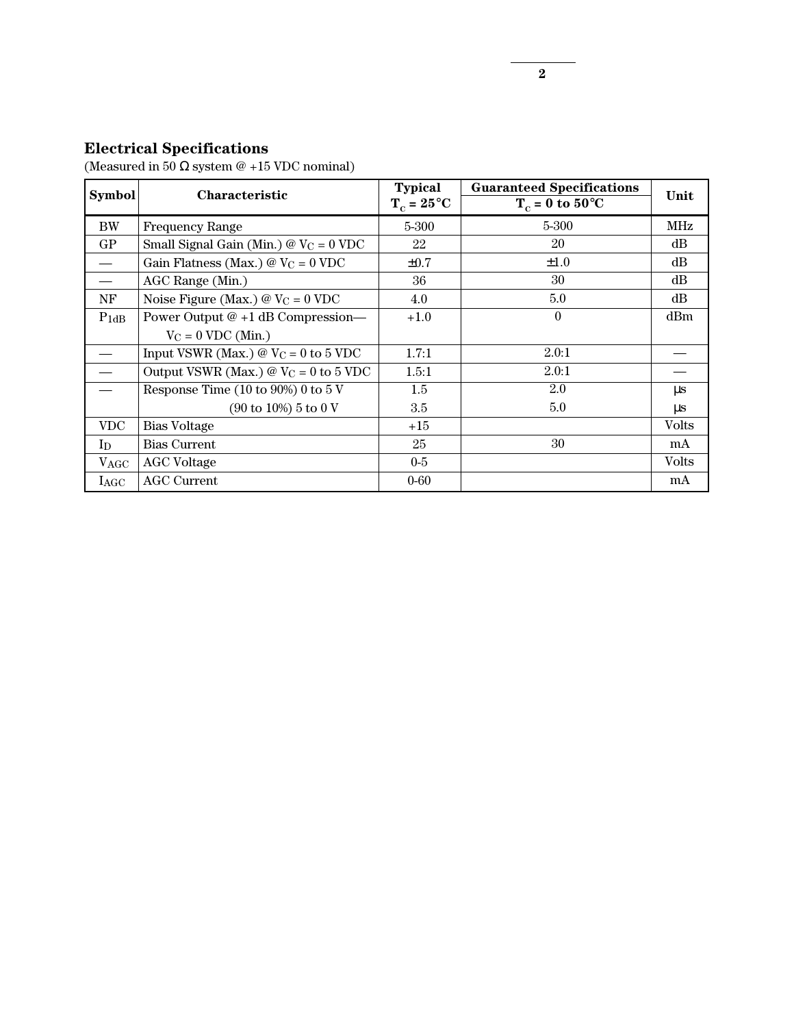## Electrical Specifications

(Measured in 50 Ω system @ +15 VDC nominal)

| Symbol | Characteristic | Typical $T_C = 25°C$ | Guaranteed Specifications $T_C = 0$ to $50°C$ | Unit |
|---|---|---|---|---|
| BW | Frequency Range | 5-300 | 5-300 | MHz |
| GP | Small Signal Gain (Min.) @ $V_C = 0$ VDC | 22 | 20 | dB |
| — | Gain Flatness (Max.) @ $V_C = 0$ VDC | ±0.7 | ±1.0 | dB |
| — | AGC Range (Min.) | 36 | 30 | dB |
| NF | Noise Figure (Max.) @ $V_C = 0$ VDC | 4.0 | 5.0 | dB |
| $P_{1dB}$ | Power Output @ +1 dB Compression— $V_C = 0$ VDC (Min.) | +1.0 | 0 | dBm |
| — | Input VSWR (Max.) @ $V_C = 0$ to 5 VDC | 1.7:1 | 2.0:1 | — |
| — | Output VSWR (Max.) @ $V_C = 0$ to 5 VDC | 1.5:1 | 2.0:1 | — |
| — | Response Time (10 to 90%) 0 to 5 V | 1.5 | 2.0 | µs |
| | (90 to 10%) 5 to 0 V | 3.5 | 5.0 | µs |
| VDC | Bias Voltage | +15 | | Volts |
| $I_D$ | Bias Current | 25 | 30 | mA |
| $V_{AGC}$ | AGC Voltage | 0-5 | | Volts |
| $I_{AGC}$ | AGC Current | 0-60 | | mA |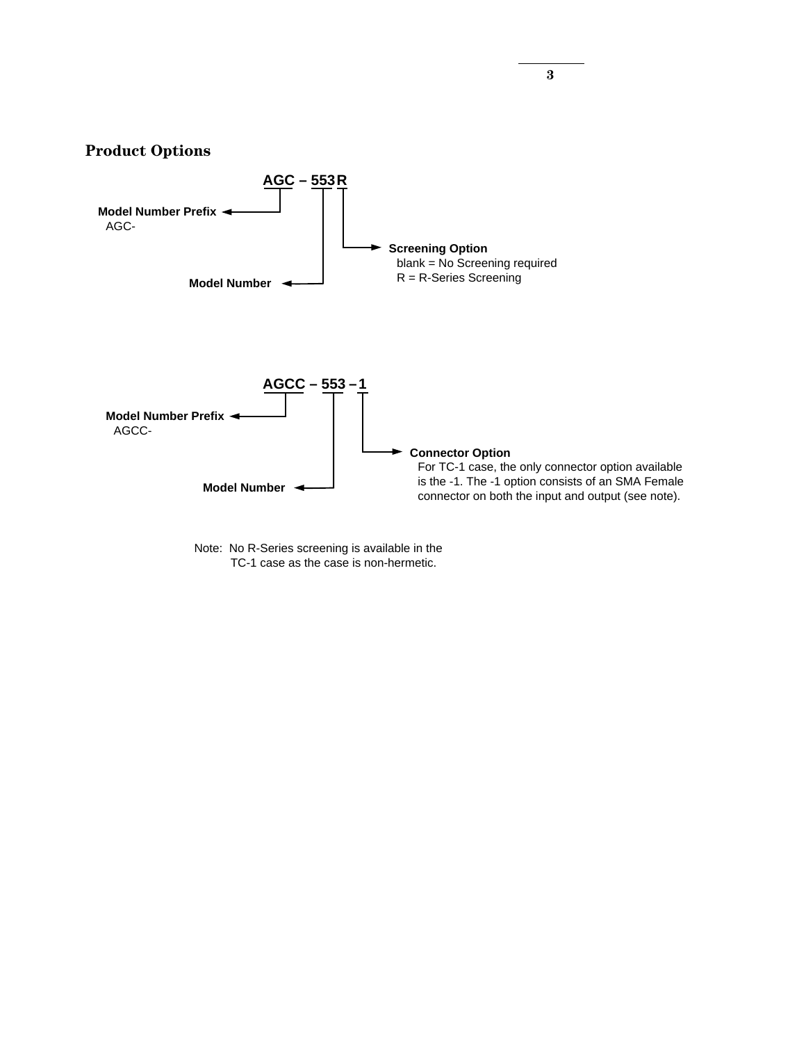## Product Options

**AGC – 553 R**

**Model Number Prefix**
AGC-

**Model Number**

**Screening Option**
blank = No Screening required
R = R-Series Screening

**AGCC – 553 – 1**

**Model Number Prefix**
AGCC-

**Model Number**

**Connector Option**
For TC-1 case, the only connector option available is the -1. The -1 option consists of an SMA Female connector on both the input and output (see note).

Note: No R-Series screening is available in the TC-1 case as the case is non-hermetic.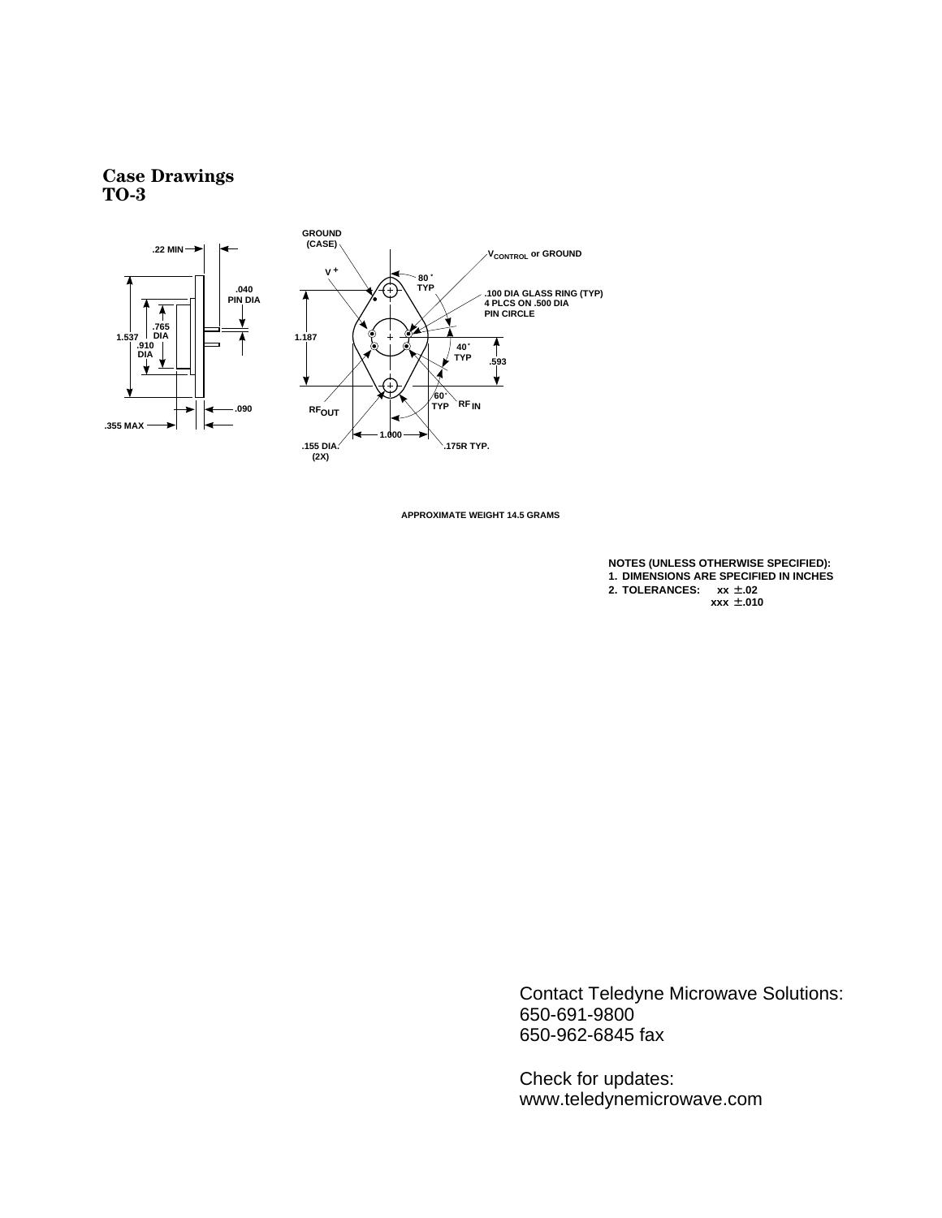# Case Drawings
## TO-3

.22 MIN

.040
PIN DIA

1.537

.765
DIA

.910
DIA

.090

.355 MAX

GROUND
(CASE)

$V_{CONTROL}$ or GROUND

V +

80˚
TYP

.100 DIA GLASS RING (TYP)
4 PLCS ON .500 DIA
PIN CIRCLE

1.187

40˚
TYP

.593

60˚
TYP

$RF_{IN}$

$RF_{OUT}$

1.000

.155 DIA.
(2X)

.175R TYP.

APPROXIMATE WEIGHT 14.5 GRAMS

NOTES (UNLESS OTHERWISE SPECIFIED):
1. DIMENSIONS ARE SPECIFIED IN INCHES
2. TOLERANCES: xx ±.02
xxx ±.010

Contact Teledyne Microwave Solutions:
650-691-9800
650-962-6845 fax

Check for updates:
www.teledynemicrowave.com